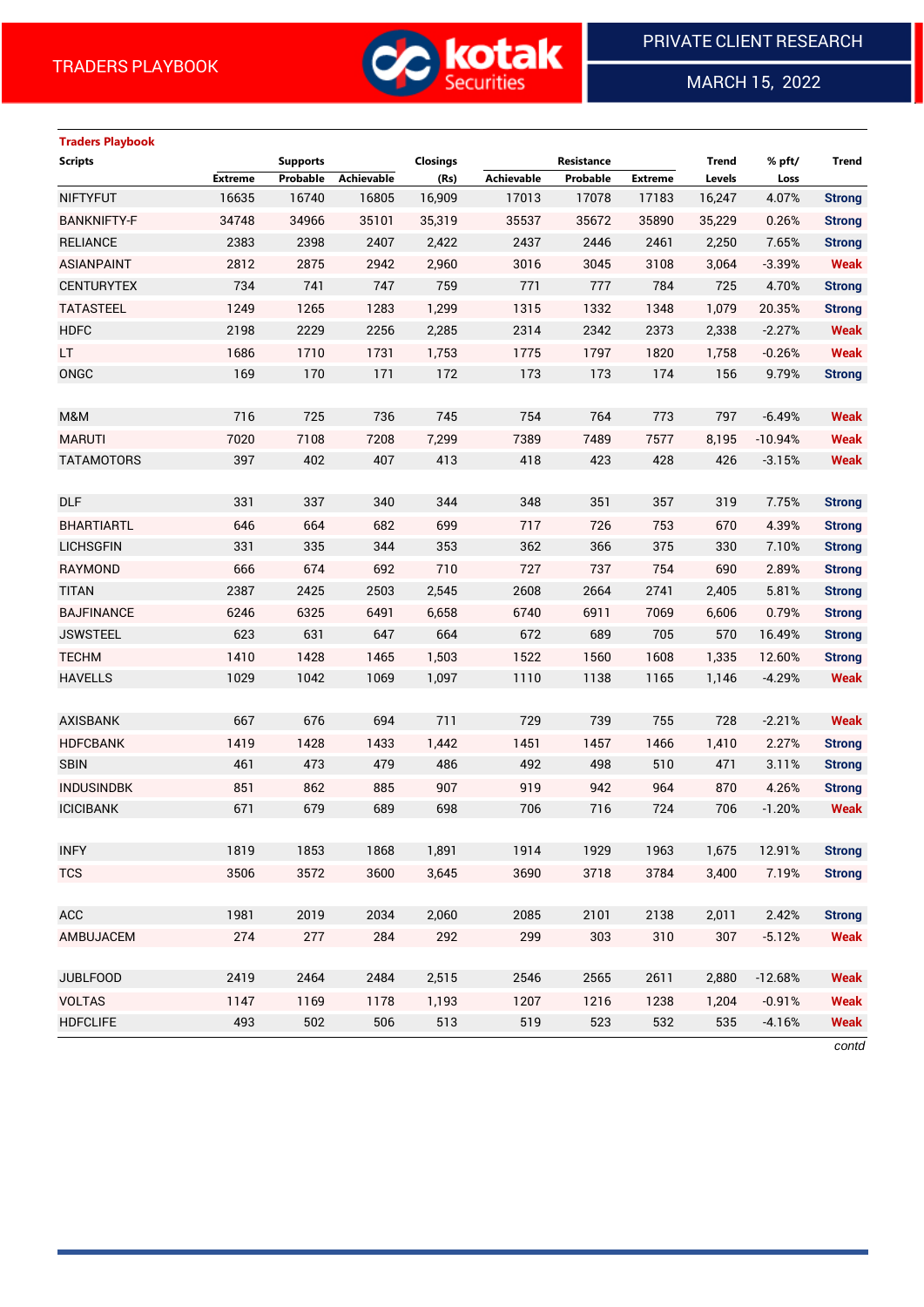TRADERS PLAYBOOK

PRIVATE CLIENT RESEARCH

MARCH 15, 2022

**Traders Playbook**

| Scripts | Supports | | | Closings | Resistance | | | Trend | % pft/ | Trend |
|---|---|---|---|---|---|---|---|---|---|---|
| | Extreme | Probable | Achievable | (Rs) | Achievable | Probable | Extreme | Levels | Loss | |
| NIFTYFUT | 16635 | 16740 | 16805 | 16,909 | 17013 | 17078 | 17183 | 16,247 | 4.07% | Strong |
| BANKNIFTY-F | 34748 | 34966 | 35101 | 35,319 | 35537 | 35672 | 35890 | 35,229 | 0.26% | Strong |
| RELIANCE | 2383 | 2398 | 2407 | 2,422 | 2437 | 2446 | 2461 | 2,250 | 7.65% | Strong |
| ASIANPAINT | 2812 | 2875 | 2942 | 2,960 | 3016 | 3045 | 3108 | 3,064 | -3.39% | Weak |
| CENTURYTEX | 734 | 741 | 747 | 759 | 771 | 777 | 784 | 725 | 4.70% | Strong |
| TATASTEEL | 1249 | 1265 | 1283 | 1,299 | 1315 | 1332 | 1348 | 1,079 | 20.35% | Strong |
| HDFC | 2198 | 2229 | 2256 | 2,285 | 2314 | 2342 | 2373 | 2,338 | -2.27% | Weak |
| LT | 1686 | 1710 | 1731 | 1,753 | 1775 | 1797 | 1820 | 1,758 | -0.26% | Weak |
| ONGC | 169 | 170 | 171 | 172 | 173 | 173 | 174 | 156 | 9.79% | Strong |
| | | | | | | | | | | |
| M&M | 716 | 725 | 736 | 745 | 754 | 764 | 773 | 797 | -6.49% | Weak |
| MARUTI | 7020 | 7108 | 7208 | 7,299 | 7389 | 7489 | 7577 | 8,195 | -10.94% | Weak |
| TATAMOTORS | 397 | 402 | 407 | 413 | 418 | 423 | 428 | 426 | -3.15% | Weak |
| | | | | | | | | | | |
| DLF | 331 | 337 | 340 | 344 | 348 | 351 | 357 | 319 | 7.75% | Strong |
| BHARTIARTL | 646 | 664 | 682 | 699 | 717 | 726 | 753 | 670 | 4.39% | Strong |
| LICHSGFIN | 331 | 335 | 344 | 353 | 362 | 366 | 375 | 330 | 7.10% | Strong |
| RAYMOND | 666 | 674 | 692 | 710 | 727 | 737 | 754 | 690 | 2.89% | Strong |
| TITAN | 2387 | 2425 | 2503 | 2,545 | 2608 | 2664 | 2741 | 2,405 | 5.81% | Strong |
| BAJFINANCE | 6246 | 6325 | 6491 | 6,658 | 6740 | 6911 | 7069 | 6,606 | 0.79% | Strong |
| JSWSTEEL | 623 | 631 | 647 | 664 | 672 | 689 | 705 | 570 | 16.49% | Strong |
| TECHM | 1410 | 1428 | 1465 | 1,503 | 1522 | 1560 | 1608 | 1,335 | 12.60% | Strong |
| HAVELLS | 1029 | 1042 | 1069 | 1,097 | 1110 | 1138 | 1165 | 1,146 | -4.29% | Weak |
| | | | | | | | | | | |
| AXISBANK | 667 | 676 | 694 | 711 | 729 | 739 | 755 | 728 | -2.21% | Weak |
| HDFCBANK | 1419 | 1428 | 1433 | 1,442 | 1451 | 1457 | 1466 | 1,410 | 2.27% | Strong |
| SBIN | 461 | 473 | 479 | 486 | 492 | 498 | 510 | 471 | 3.11% | Strong |
| INDUSINDBK | 851 | 862 | 885 | 907 | 919 | 942 | 964 | 870 | 4.26% | Strong |
| ICICIBANK | 671 | 679 | 689 | 698 | 706 | 716 | 724 | 706 | -1.20% | Weak |
| | | | | | | | | | | |
| INFY | 1819 | 1853 | 1868 | 1,891 | 1914 | 1929 | 1963 | 1,675 | 12.91% | Strong |
| TCS | 3506 | 3572 | 3600 | 3,645 | 3690 | 3718 | 3784 | 3,400 | 7.19% | Strong |
| | | | | | | | | | | |
| ACC | 1981 | 2019 | 2034 | 2,060 | 2085 | 2101 | 2138 | 2,011 | 2.42% | Strong |
| AMBUJACEM | 274 | 277 | 284 | 292 | 299 | 303 | 310 | 307 | -5.12% | Weak |
| | | | | | | | | | | |
| JUBLFOOD | 2419 | 2464 | 2484 | 2,515 | 2546 | 2565 | 2611 | 2,880 | -12.68% | Weak |
| VOLTAS | 1147 | 1169 | 1178 | 1,193 | 1207 | 1216 | 1238 | 1,204 | -0.91% | Weak |
| HDFCLIFE | 493 | 502 | 506 | 513 | 519 | 523 | 532 | 535 | -4.16% | Weak |

*contd*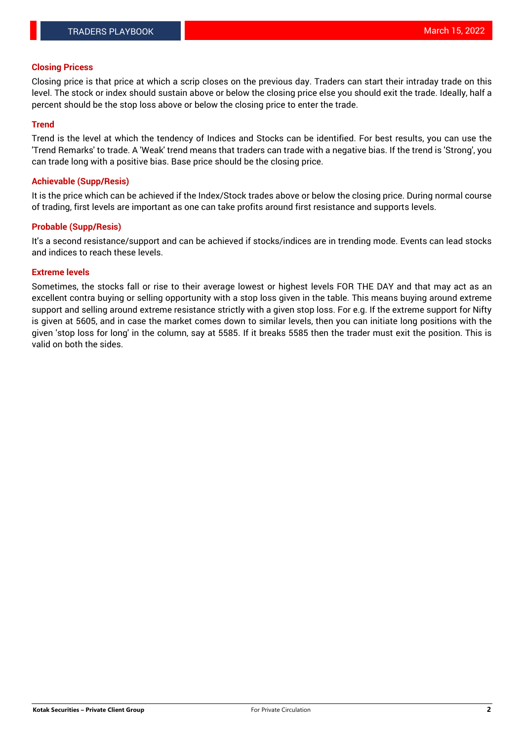## Closing Pricess

Closing price is that price at which a scrip closes on the previous day. Traders can start their intraday trade on this level. The stock or index should sustain above or below the closing price else you should exit the trade. Ideally, half a percent should be the stop loss above or below the closing price to enter the trade.

## Trend

Trend is the level at which the tendency of Indices and Stocks can be identified. For best results, you can use the 'Trend Remarks' to trade. A 'Weak' trend means that traders can trade with a negative bias. If the trend is 'Strong', you can trade long with a positive bias. Base price should be the closing price.

## Achievable (Supp/Resis)

It is the price which can be achieved if the Index/Stock trades above or below the closing price. During normal course of trading, first levels are important as one can take profits around first resistance and supports levels.

## Probable (Supp/Resis)

It's a second resistance/support and can be achieved if stocks/indices are in trending mode. Events can lead stocks and indices to reach these levels.

## Extreme levels

Sometimes, the stocks fall or rise to their average lowest or highest levels FOR THE DAY and that may act as an excellent contra buying or selling opportunity with a stop loss given in the table. This means buying around extreme support and selling around extreme resistance strictly with a given stop loss. For e.g. If the extreme support for Nifty is given at 5605, and in case the market comes down to similar levels, then you can initiate long positions with the given 'stop loss for long' in the column, say at 5585. If it breaks 5585 then the trader must exit the position. This is valid on both the sides.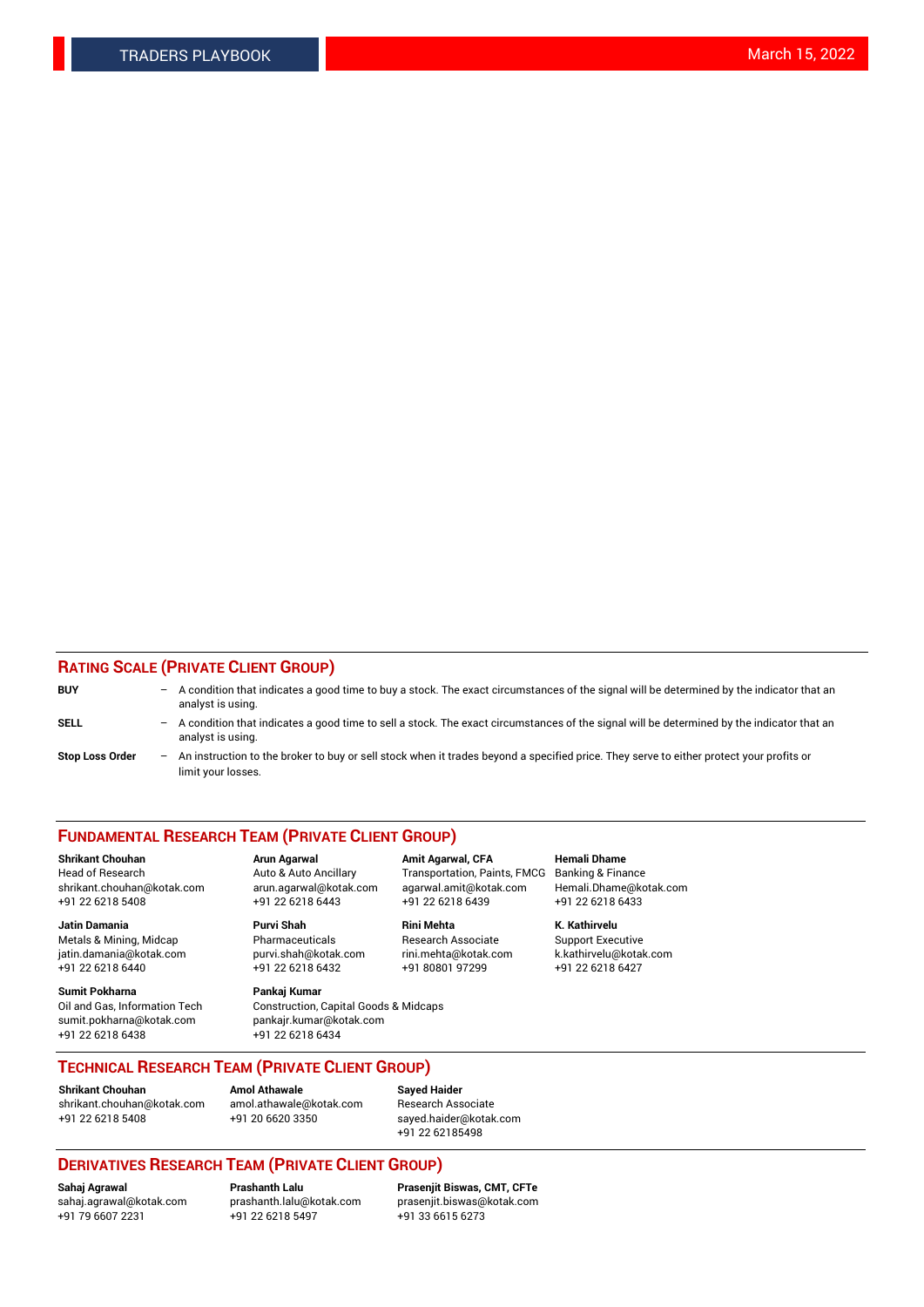## RATING SCALE (PRIVATE CLIENT GROUP)

**BUY** – A condition that indicates a good time to buy a stock. The exact circumstances of the signal will be determined by the indicator that an analyst is using.

**SELL** – A condition that indicates a good time to sell a stock. The exact circumstances of the signal will be determined by the indicator that an analyst is using.

**Stop Loss Order** – An instruction to the broker to buy or sell stock when it trades beyond a specified price. They serve to either protect your profits or limit your losses.

## FUNDAMENTAL RESEARCH TEAM (PRIVATE CLIENT GROUP)

**Shrikant Chouhan**
Head of Research
shrikant.chouhan@kotak.com
+91 22 6218 5408

**Arun Agarwal**
Auto & Auto Ancillary
arun.agarwal@kotak.com
+91 22 6218 6443

**Amit Agarwal, CFA**
Transportation, Paints, FMCG
agarwal.amit@kotak.com
+91 22 6218 6439

**Hemali Dhame**
Banking & Finance
Hemali.Dhame@kotak.com
+91 22 6218 6433

**Jatin Damania**
Metals & Mining, Midcap
jatin.damania@kotak.com
+91 22 6218 6440

**Purvi Shah**
Pharmaceuticals
purvi.shah@kotak.com
+91 22 6218 6432

**Rini Mehta**
Research Associate
rini.mehta@kotak.com
+91 80801 97299

**K. Kathirvelu**
Support Executive
k.kathirvelu@kotak.com
+91 22 6218 6427

**Sumit Pokharna**
Oil and Gas, Information Tech
sumit.pokharna@kotak.com
+91 22 6218 6438

**Pankaj Kumar**
Construction, Capital Goods & Midcaps
pankajr.kumar@kotak.com
+91 22 6218 6434

## TECHNICAL RESEARCH TEAM (PRIVATE CLIENT GROUP)

**Shrikant Chouhan**
shrikant.chouhan@kotak.com
+91 22 6218 5408

**Amol Athawale**
amol.athawale@kotak.com
+91 20 6620 3350

**Sayed Haider**
Research Associate
sayed.haider@kotak.com
+91 22 62185498

## DERIVATIVES RESEARCH TEAM (PRIVATE CLIENT GROUP)

**Sahaj Agrawal**
sahaj.agrawal@kotak.com
+91 79 6607 2231

**Prashanth Lalu**
prashanth.lalu@kotak.com
+91 22 6218 5497

**Prasenjit Biswas, CMT, CFTe**
prasenjit.biswas@kotak.com
+91 33 6615 6273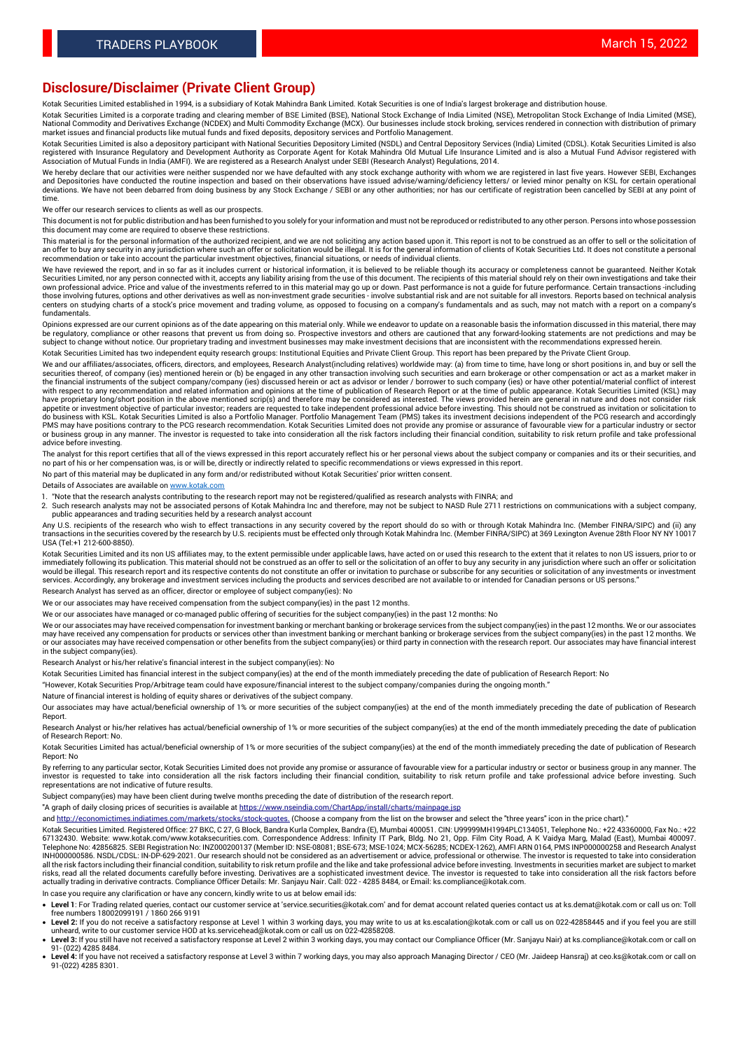## Disclosure/Disclaimer (Private Client Group)

Kotak Securities Limited established in 1994, is a subsidiary of Kotak Mahindra Bank Limited. Kotak Securities is one of India's largest brokerage and distribution house.

Kotak Securities Limited is a corporate trading and clearing member of BSE Limited (BSE), National Stock Exchange of India Limited (NSE), Metropolitan Stock Exchange of India Limited (MSE), National Commodity and Derivatives Exchange (NCDEX) and Multi Commodity Exchange (MCX). Our businesses include stock broking, services rendered in connection with distribution of primary market issues and financial products like mutual funds and fixed deposits, depository services and Portfolio Management.

Kotak Securities Limited is also a depository participant with National Securities Depository Limited (NSDL) and Central Depository Services (India) Limited (CDSL). Kotak Securities Limited is also registered with Insurance Regulatory and Development Authority as Corporate Agent for Kotak Mahindra Old Mutual Life Insurance Limited and is also a Mutual Fund Advisor registered with Association of Mutual Funds in India (AMFI). We are registered as a Research Analyst under SEBI (Research Analyst) Regulations, 2014.

We hereby declare that our activities were neither suspended nor we have defaulted with any stock exchange authority with whom we are registered in last five years. However SEBI, Exchanges and Depositories have conducted the routine inspection and based on their observations have issued advise/warning/deficiency letters/ or levied minor penalty on KSL for certain operational deviations. We have not been debarred from doing business by any Stock Exchange / SEBI or any other authorities; nor has our certificate of registration been cancelled by SEBI at any point of time.

We offer our research services to clients as well as our prospects.

This document is not for public distribution and has been furnished to you solely for your information and must not be reproduced or redistributed to any other person. Persons into whose possession this document may come are required to observe these restrictions.

This material is for the personal information of the authorized recipient, and we are not soliciting any action based upon it. This report is not to be construed as an offer to sell or the solicitation of an offer to buy any security in any jurisdiction where such an offer or solicitation would be illegal. It is for the general information of clients of Kotak Securities Ltd. It does not constitute a personal recommendation or take into account the particular investment objectives, financial situations, or needs of individual clients.

We have reviewed the report, and in so far as it includes current or historical information, it is believed to be reliable though its accuracy or completeness cannot be guaranteed. Neither Kotak Securities Limited, nor any person connected with it, accepts any liability arising from the use of this document. The recipients of this material should rely on their own investigations and take their own professional advice. Price and value of the investments referred to in this material may go up or down. Past performance is not a guide for future performance. Certain transactions -including those involving futures, options and other derivatives as well as non-investment grade securities - involve substantial risk and are not suitable for all investors. Reports based on technical analysis centers on studying charts of a stock's price movement and trading volume, as opposed to focusing on a company's fundamentals and as such, may not match with a report on a company's fundamentals.

Opinions expressed are our current opinions as of the date appearing on this material only. While we endeavor to update on a reasonable basis the information discussed in this material, there may be regulatory, compliance or other reasons that prevent us from doing so. Prospective investors and others are cautioned that any forward-looking statements are not predictions and may be subject to change without notice. Our proprietary trading and investment businesses may make investment decisions that are inconsistent with the recommendations expressed herein.

Kotak Securities Limited has two independent equity research groups: Institutional Equities and Private Client Group. This report has been prepared by the Private Client Group.

We and our affiliates/associates, officers, directors, and employees, Research Analyst(including relatives) worldwide may: (a) from time to time, have long or short positions in, and buy or sell the securities thereof, of company (ies) mentioned herein or (b) be engaged in any other transaction involving such securities and earn brokerage or other compensation or act as a market maker in the financial instruments of the subject company/company (ies) discussed herein or act as advisor or lender / borrower to such company (ies) or have other potential/material conflict of interest with respect to any recommendation and related information and opinions at the time of publication of Research Report or at the time of public appearance. Kotak Securities Limited (KSL) may have proprietary long/short position in the above mentioned scrip(s) and therefore may be considered as interested. The views provided herein are general in nature and does not consider risk appetite or investment objective of particular investor; readers are requested to take independent professional advice before investing. This should not be construed as invitation or solicitation to do business with KSL. Kotak Securities Limited is also a Portfolio Manager. Portfolio Management Team (PMS) takes its investment decisions independent of the PCG research and accordingly PMS may have positions contrary to the PCG research recommendation. Kotak Securities Limited does not provide any promise or assurance of favourable view for a particular industry or sector or business group in any manner. The investor is requested to take into consideration all the risk factors including their financial condition, suitability to risk return profile and take professional advice before investing.

The analyst for this report certifies that all of the views expressed in this report accurately reflect his or her personal views about the subject company or companies and its or their securities, and no part of his or her compensation was, is or will be, directly or indirectly related to specific recommendations or views expressed in this report.

No part of this material may be duplicated in any form and/or redistributed without Kotak Securities' prior written consent.

Details of Associates are available on www.kotak.com

1. "Note that the research analysts contributing to the research report may not be registered/qualified as research analysts with FINRA; and
2. Such research analysts may not be associated persons of Kotak Mahindra Inc and therefore, may not be subject to NASD Rule 2711 restrictions on communications with a subject company, public appearances and trading securities held by a research analyst account

Any U.S. recipients of the research who wish to effect transactions in any security covered by the report should do so with or through Kotak Mahindra Inc. (Member FINRA/SIPC) and (ii) any transactions in the securities covered by the research by U.S. recipients must be effected only through Kotak Mahindra Inc. (Member FINRA/SIPC) at 369 Lexington Avenue 28th Floor NY NY 10017 USA (Tel:+1 212-600-8850).

Kotak Securities Limited and its non US affiliates may, to the extent permissible under applicable laws, have acted on or used this research to the extent that it relates to non US issuers, prior to or immediately following its publication. This material should not be construed as an offer to sell or the solicitation of an offer to buy any security in any jurisdiction where such an offer or solicitation would be illegal. This research report and its respective contents do not constitute an offer or invitation to purchase or subscribe for any securities or solicitation of any investments or investment services. Accordingly, any brokerage and investment services including the products and services described are not available to or intended for Canadian persons or US persons."

Research Analyst has served as an officer, director or employee of subject company(ies): No

We or our associates may have received compensation from the subject company(ies) in the past 12 months.

We or our associates have managed or co-managed public offering of securities for the subject company(ies) in the past 12 months: No

We or our associates may have received compensation for investment banking or merchant banking or brokerage services from the subject company(ies) in the past 12 months. We or our associates may have received any compensation for products or services other than investment banking or merchant banking or brokerage services from the subject company(ies) in the past 12 months. We or our associates may have received compensation or other benefits from the subject company(ies) or third party in connection with the research report. Our associates may have financial interest in the subject company(ies).

Research Analyst or his/her relative's financial interest in the subject company(ies): No

Kotak Securities Limited has financial interest in the subject company(ies) at the end of the month immediately preceding the date of publication of Research Report: No

"However, Kotak Securities Prop/Arbitrage team could have exposure/financial interest to the subject company/companies during the ongoing month."

Nature of financial interest is holding of equity shares or derivatives of the subject company.

Our associates may have actual/beneficial ownership of 1% or more securities of the subject company(ies) at the end of the month immediately preceding the date of publication of Research Report.

Research Analyst or his/her relatives has actual/beneficial ownership of 1% or more securities of the subject company(ies) at the end of the month immediately preceding the date of publication of Research Report: No.

Kotak Securities Limited has actual/beneficial ownership of 1% or more securities of the subject company(ies) at the end of the month immediately preceding the date of publication of Research Report: No

By referring to any particular sector, Kotak Securities Limited does not provide any promise or assurance of favourable view for a particular industry or sector or business group in any manner. The investor is requested to take into consideration all the risk factors including their financial condition, suitability to risk return profile and take professional advice before investing. Such representations are not indicative of future results.

Subject company(ies) may have been client during twelve months preceding the date of distribution of the research report.

"A graph of daily closing prices of securities is available at https://www.nseindia.com/ChartApp/install/charts/mainpage.jsp

and http://economictimes.indiatimes.com/markets/stocks/stock-quotes. (Choose a company from the list on the browser and select the "three years" icon in the price chart)."

Kotak Securities Limited. Registered Office: 27 BKC, C 27, G Block, Bandra Kurla Complex, Bandra (E), Mumbai 400051. CIN: U99999MH1994PLC134051, Telephone No.: +22 43360000, Fax No.: +22 67132430. Website: www.kotak.com/www.kotaksecurities.com. Correspondence Address: Infinity IT Park, Bldg. No 21, Opp. Film City Road, A K Vaidya Marg, Malad (East), Mumbai 400097. Telephone No: 42856825. SEBI Registration No: INZ000200137 (Member ID: NSE-08081; BSE-673; MSE-1024; MCX-56285; NCDEX-1262), AMFI ARN 0164, PMS INP000000258 and Research Analyst INH000000586. NSDL/CDSL: IN-DP-629-2021. Our research should not be considered as an advertisement or advice, professional or otherwise. The investor is requested to take into consideration all the risk factors including their financial condition, suitability to risk return profile and the like and take professional advice before investing. Investments in securities market are subject to market risks, read all the related documents carefully before investing. Derivatives are a sophisticated investment device. The investor is requested to take into consideration all the risk factors before actually trading in derivative contracts. Compliance Officer Details: Mr. Sanjayu Nair. Call: 022 - 4285 8484, or Email: ks.compliance@kotak.com.

In case you require any clarification or have any concern, kindly write to us at below email ids:

- **Level 1**: For Trading related queries, contact our customer service at 'service.securities@kotak.com' and for demat account related queries contact us at ks.demat@kotak.com or call us on: Toll free numbers 18002099191 / 1860 266 9191
- **Level 2:** If you do not receive a satisfactory response at Level 1 within 3 working days, you may write to us at ks.escalation@kotak.com or call us on 022-42858445 and if you feel you are still unheard, write to our customer service HOD at ks.servicehead@kotak.com or call us on 022-42858208.
- **Level 3:** If you still have not received a satisfactory response at Level 2 within 3 working days, you may contact our Compliance Officer (Mr. Sanjayu Nair) at ks.compliance@kotak.com or call on 91- (022) 4285 8484.
- **Level 4:** If you have not received a satisfactory response at Level 3 within 7 working days, you may also approach Managing Director / CEO (Mr. Jaideep Hansraj) at ceo.ks@kotak.com or call on 91-(022) 4285 8301.